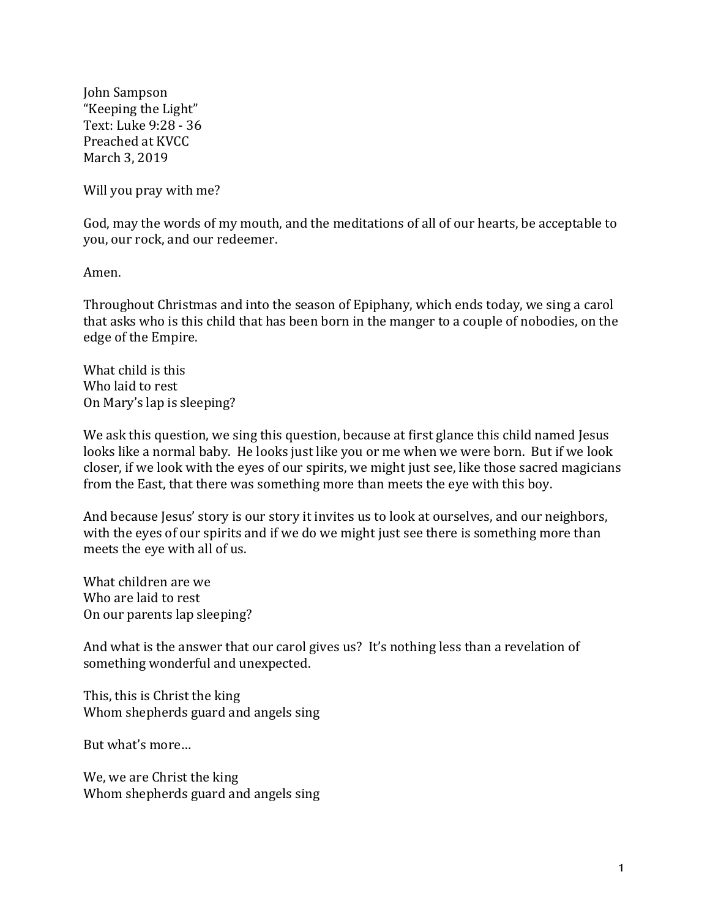John Sampson
"Keeping the Light"
Text: Luke 9:28 - 36
Preached at KVCC
March 3, 2019

Will you pray with me?

God, may the words of my mouth, and the meditations of all of our hearts, be acceptable to you, our rock, and our redeemer.

Amen.

Throughout Christmas and into the season of Epiphany, which ends today, we sing a carol that asks who is this child that has been born in the manger to a couple of nobodies, on the edge of the Empire.

What child is this
Who laid to rest
On Mary's lap is sleeping?

We ask this question, we sing this question, because at first glance this child named Jesus looks like a normal baby. He looks just like you or me when we were born. But if we look closer, if we look with the eyes of our spirits, we might just see, like those sacred magicians from the East, that there was something more than meets the eye with this boy.

And because Jesus' story is our story it invites us to look at ourselves, and our neighbors, with the eyes of our spirits and if we do we might just see there is something more than meets the eye with all of us.

What children are we
Who are laid to rest
On our parents lap sleeping?

And what is the answer that our carol gives us? It's nothing less than a revelation of something wonderful and unexpected.

This, this is Christ the king
Whom shepherds guard and angels sing

But what's more…

We, we are Christ the king
Whom shepherds guard and angels sing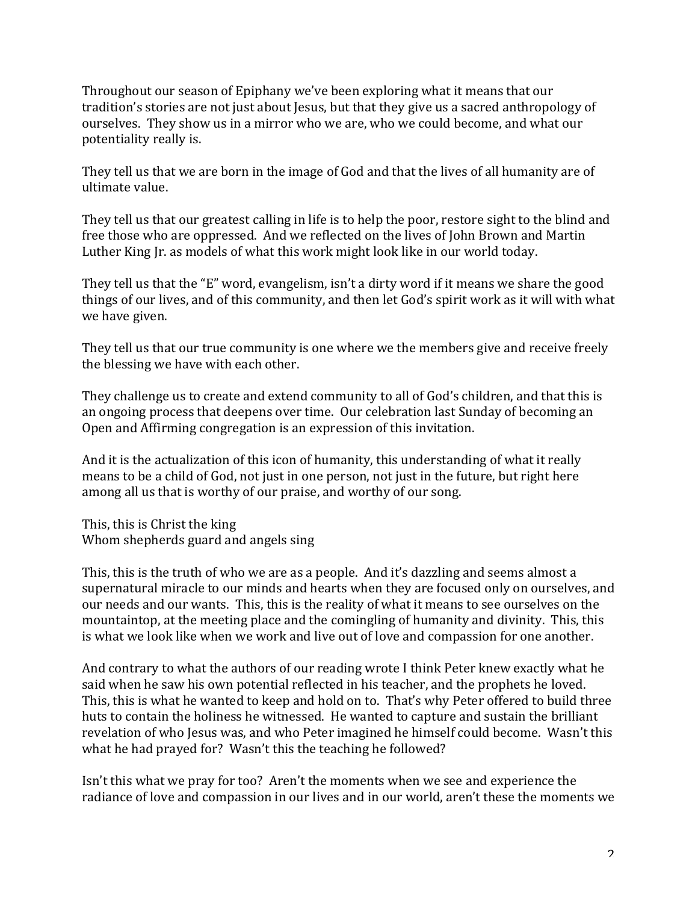Throughout our season of Epiphany we've been exploring what it means that our tradition's stories are not just about Jesus, but that they give us a sacred anthropology of ourselves. They show us in a mirror who we are, who we could become, and what our potentiality really is.

They tell us that we are born in the image of God and that the lives of all humanity are of ultimate value.

They tell us that our greatest calling in life is to help the poor, restore sight to the blind and free those who are oppressed. And we reflected on the lives of John Brown and Martin Luther King Jr. as models of what this work might look like in our world today.

They tell us that the "E" word, evangelism, isn't a dirty word if it means we share the good things of our lives, and of this community, and then let God's spirit work as it will with what we have given.

They tell us that our true community is one where we the members give and receive freely the blessing we have with each other.

They challenge us to create and extend community to all of God's children, and that this is an ongoing process that deepens over time. Our celebration last Sunday of becoming an Open and Affirming congregation is an expression of this invitation.

And it is the actualization of this icon of humanity, this understanding of what it really means to be a child of God, not just in one person, not just in the future, but right here among all us that is worthy of our praise, and worthy of our song.

This, this is Christ the king  
Whom shepherds guard and angels sing

This, this is the truth of who we are as a people. And it's dazzling and seems almost a supernatural miracle to our minds and hearts when they are focused only on ourselves, and our needs and our wants. This, this is the reality of what it means to see ourselves on the mountaintop, at the meeting place and the comingling of humanity and divinity. This, this is what we look like when we work and live out of love and compassion for one another.

And contrary to what the authors of our reading wrote I think Peter knew exactly what he said when he saw his own potential reflected in his teacher, and the prophets he loved. This, this is what he wanted to keep and hold on to. That's why Peter offered to build three huts to contain the holiness he witnessed. He wanted to capture and sustain the brilliant revelation of who Jesus was, and who Peter imagined he himself could become. Wasn't this what he had prayed for? Wasn't this the teaching he followed?

Isn't this what we pray for too? Aren't the moments when we see and experience the radiance of love and compassion in our lives and in our world, aren't these the moments we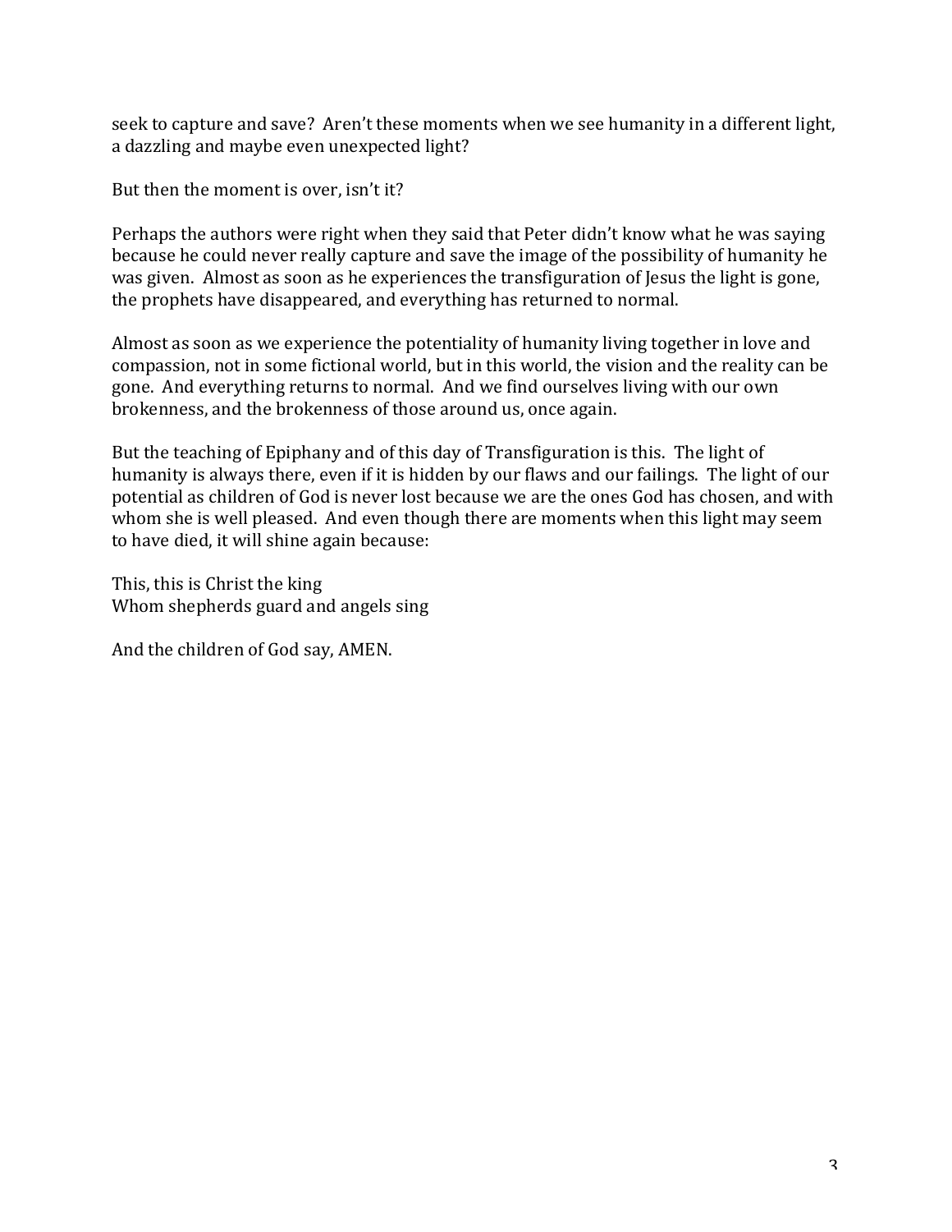seek to capture and save? Aren't these moments when we see humanity in a different light, a dazzling and maybe even unexpected light?

But then the moment is over, isn't it?

Perhaps the authors were right when they said that Peter didn't know what he was saying because he could never really capture and save the image of the possibility of humanity he was given. Almost as soon as he experiences the transfiguration of Jesus the light is gone, the prophets have disappeared, and everything has returned to normal.

Almost as soon as we experience the potentiality of humanity living together in love and compassion, not in some fictional world, but in this world, the vision and the reality can be gone. And everything returns to normal. And we find ourselves living with our own brokenness, and the brokenness of those around us, once again.

But the teaching of Epiphany and of this day of Transfiguration is this. The light of humanity is always there, even if it is hidden by our flaws and our failings. The light of our potential as children of God is never lost because we are the ones God has chosen, and with whom she is well pleased. And even though there are moments when this light may seem to have died, it will shine again because:

This, this is Christ the king  
Whom shepherds guard and angels sing

And the children of God say, AMEN.